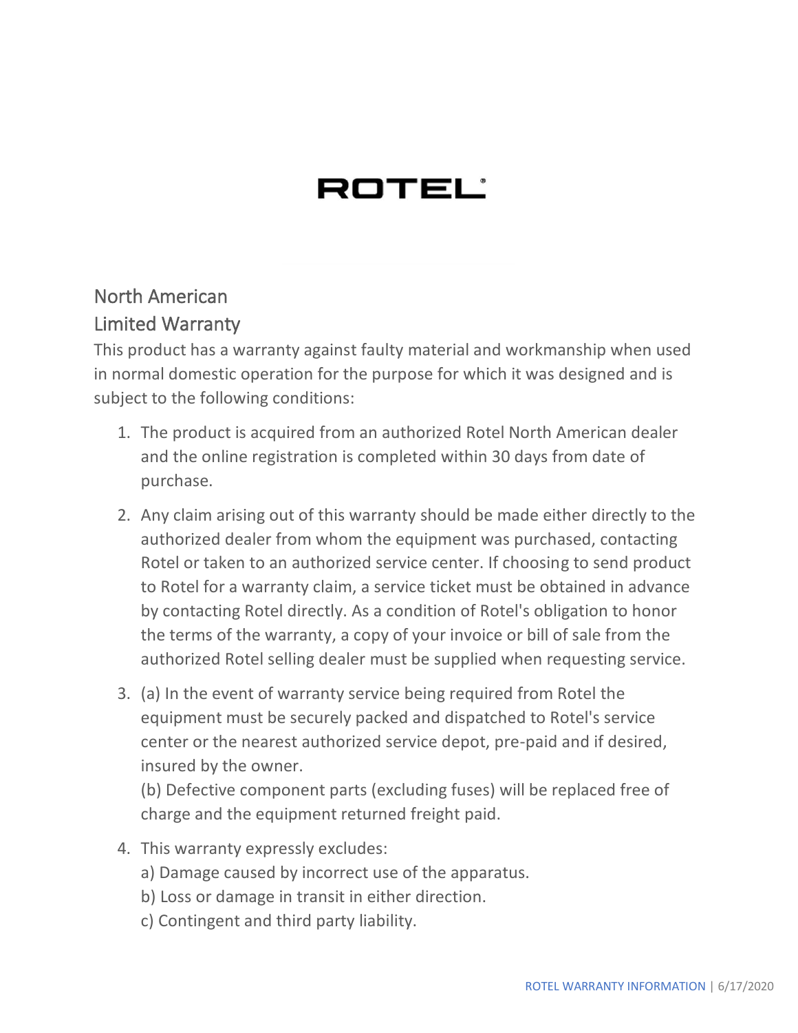# ROTEL

## North American Limited Warranty

This product has a warranty against faulty material and workmanship when used in normal domestic operation for the purpose for which it was designed and is subject to the following conditions:

1. The product is acquired from an authorized Rotel North American dealer and the online registration is completed within 30 days from date of purchase.
2. Any claim arising out of this warranty should be made either directly to the authorized dealer from whom the equipment was purchased, contacting Rotel or taken to an authorized service center. If choosing to send product to Rotel for a warranty claim, a service ticket must be obtained in advance by contacting Rotel directly. As a condition of Rotel's obligation to honor the terms of the warranty, a copy of your invoice or bill of sale from the authorized Rotel selling dealer must be supplied when requesting service.
3. (a) In the event of warranty service being required from Rotel the equipment must be securely packed and dispatched to Rotel's service center or the nearest authorized service depot, pre-paid and if desired, insured by the owner.
   (b) Defective component parts (excluding fuses) will be replaced free of charge and the equipment returned freight paid.
4. This warranty expressly excludes:
   a) Damage caused by incorrect use of the apparatus.
   b) Loss or damage in transit in either direction.
   c) Contingent and third party liability.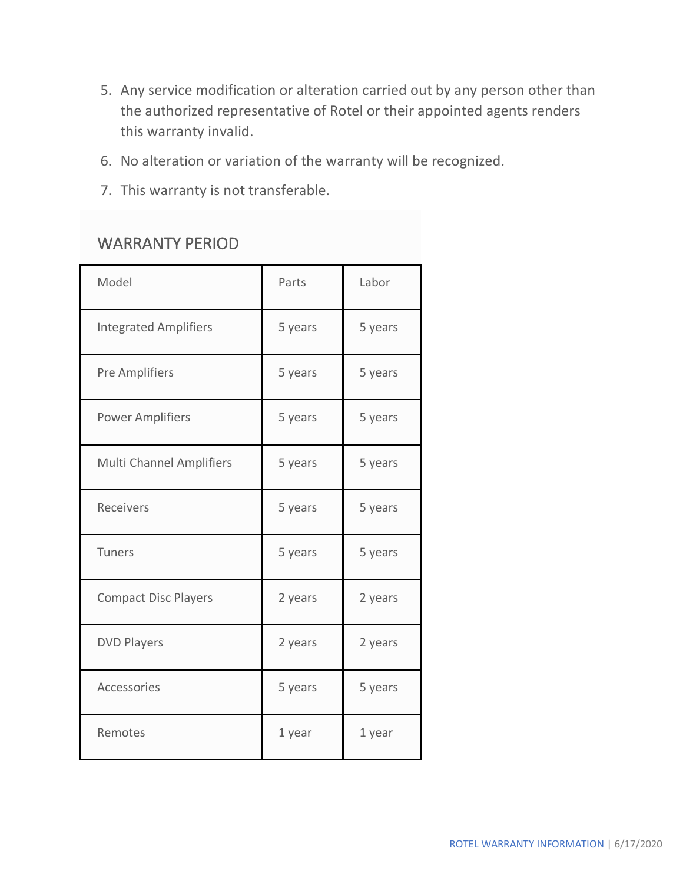5. Any service modification or alteration carried out by any person other than the authorized representative of Rotel or their appointed agents renders this warranty invalid.
6. No alteration or variation of the warranty will be recognized.
7. This warranty is not transferable.

## WARRANTY PERIOD

| Model | Parts | Labor |
| --- | --- | --- |
| Integrated Amplifiers | 5 years | 5 years |
| Pre Amplifiers | 5 years | 5 years |
| Power Amplifiers | 5 years | 5 years |
| Multi Channel Amplifiers | 5 years | 5 years |
| Receivers | 5 years | 5 years |
| Tuners | 5 years | 5 years |
| Compact Disc Players | 2 years | 2 years |
| DVD Players | 2 years | 2 years |
| Accessories | 5 years | 5 years |
| Remotes | 1 year | 1 year |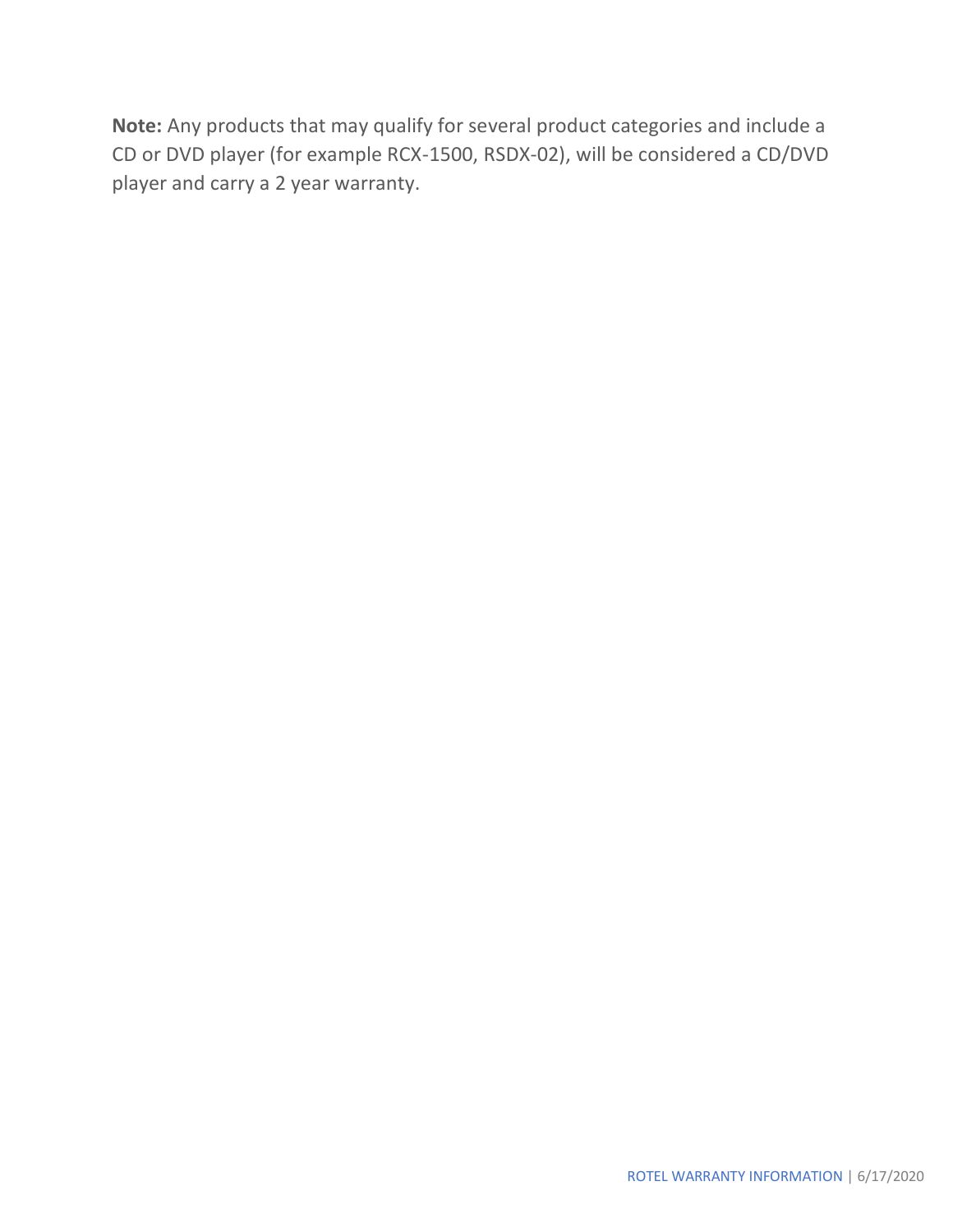**Note:** Any products that may qualify for several product categories and include a CD or DVD player (for example RCX-1500, RSDX-02), will be considered a CD/DVD player and carry a 2 year warranty.